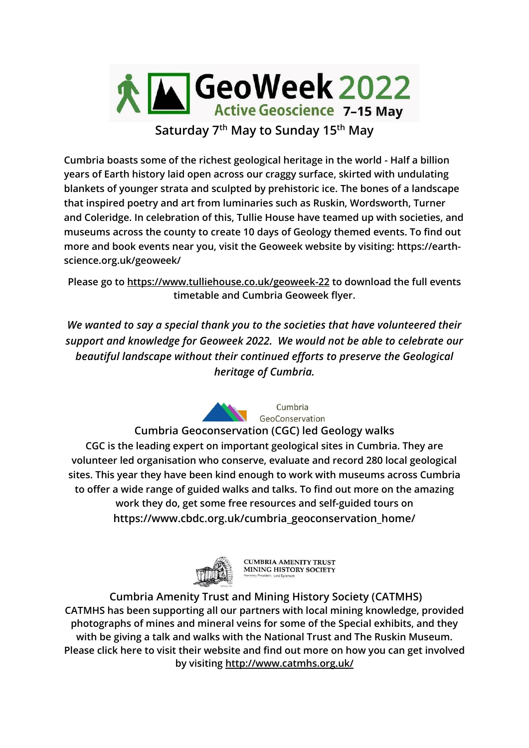# GeoWeek 2022

**Active Geoscience 7–15 May**

## Saturday 7th May to Sunday 15th May

**Cumbria boasts some of the richest geological heritage in the world - Half a billion years of Earth history laid open across our craggy surface, skirted with undulating blankets of younger strata and sculpted by prehistoric ice. The bones of a landscape that inspired poetry and art from luminaries such as Ruskin, Wordsworth, Turner and Coleridge. In celebration of this, Tullie House have teamed up with societies, and museums across the county to create 10 days of Geology themed events. To find out more and book events near you, visit the Geoweek website by visiting: https://earth-science.org.uk/geoweek/**

**Please go to https://www.tulliehouse.co.uk/geoweek-22 to download the full events timetable and Cumbria Geoweek flyer.**

***We wanted to say a special thank you to the societies that have volunteered their support and knowledge for Geoweek 2022. We would not be able to celebrate our beautiful landscape without their continued efforts to preserve the Geological heritage of Cumbria.***

Cumbria GeoConservation

### Cumbria Geoconservation (CGC) led Geology walks

**CGC is the leading expert on important geological sites in Cumbria. They are volunteer led organisation who conserve, evaluate and record 280 local geological sites. This year they have been kind enough to work with museums across Cumbria to offer a wide range of guided walks and talks. To find out more on the amazing work they do, get some free resources and self-guided tours on https://www.cbdc.org.uk/cumbria_geoconservation_home/**

CUMBRIA AMENITY TRUST MINING HISTORY SOCIETY
Honorary President: Lord Egremont

### Cumbria Amenity Trust and Mining History Society (CATMHS)

**CATMHS has been supporting all our partners with local mining knowledge, provided photographs of mines and mineral veins for some of the Special exhibits, and they with be giving a talk and walks with the National Trust and The Ruskin Museum. Please click here to visit their website and find out more on how you can get involved by visiting http://www.catmhs.org.uk/**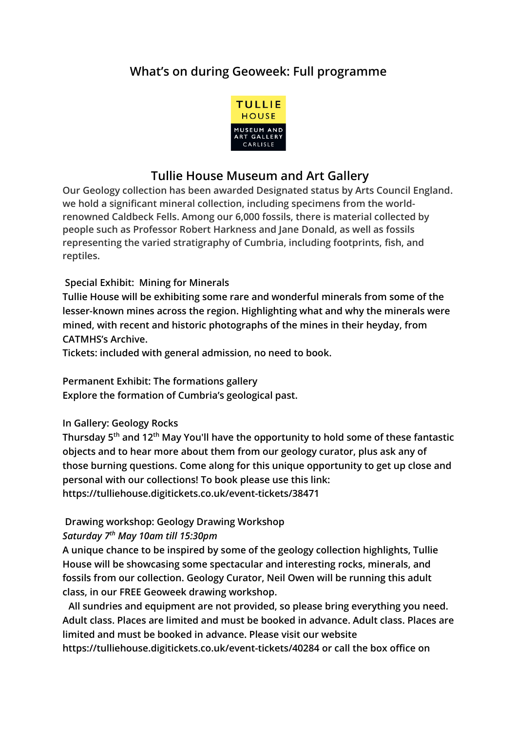## What's on during Geoweek: Full programme

TULLIE HOUSE MUSEUM AND ART GALLERY CARLISLE

## Tullie House Museum and Art Gallery

**Our Geology collection has been awarded Designated status by Arts Council England. we hold a significant mineral collection, including specimens from the world-renowned Caldbeck Fells. Among our 6,000 fossils, there is material collected by people such as Professor Robert Harkness and Jane Donald, as well as fossils representing the varied stratigraphy of Cumbria, including footprints, fish, and reptiles.**

Special Exhibit: Mining for Minerals

**Tullie House will be exhibiting some rare and wonderful minerals from some of the lesser-known mines across the region. Highlighting what and why the minerals were mined, with recent and historic photographs of the mines in their heyday, from CATMHS's Archive.**

**Tickets: included with general admission, no need to book.**

Permanent Exhibit: The formations gallery

**Explore the formation of Cumbria's geological past.**

In Gallery: Geology Rocks

**Thursday 5th and 12th May You'll have the opportunity to hold some of these fantastic objects and to hear more about them from our geology curator, plus ask any of those burning questions. Come along for this unique opportunity to get up close and personal with our collections! To book please use this link: https://tulliehouse.digitickets.co.uk/event-tickets/38471**

Drawing workshop: Geology Drawing Workshop

***Saturday 7th May 10am till 15:30pm***

**A unique chance to be inspired by some of the geology collection highlights, Tullie House will be showcasing some spectacular and interesting rocks, minerals, and fossils from our collection. Geology Curator, Neil Owen will be running this adult class, in our FREE Geoweek drawing workshop.**

**All sundries and equipment are not provided, so please bring everything you need. Adult class. Places are limited and must be booked in advance. Adult class. Places are limited and must be booked in advance. Please visit our website https://tulliehouse.digitickets.co.uk/event-tickets/40284 or call the box office on**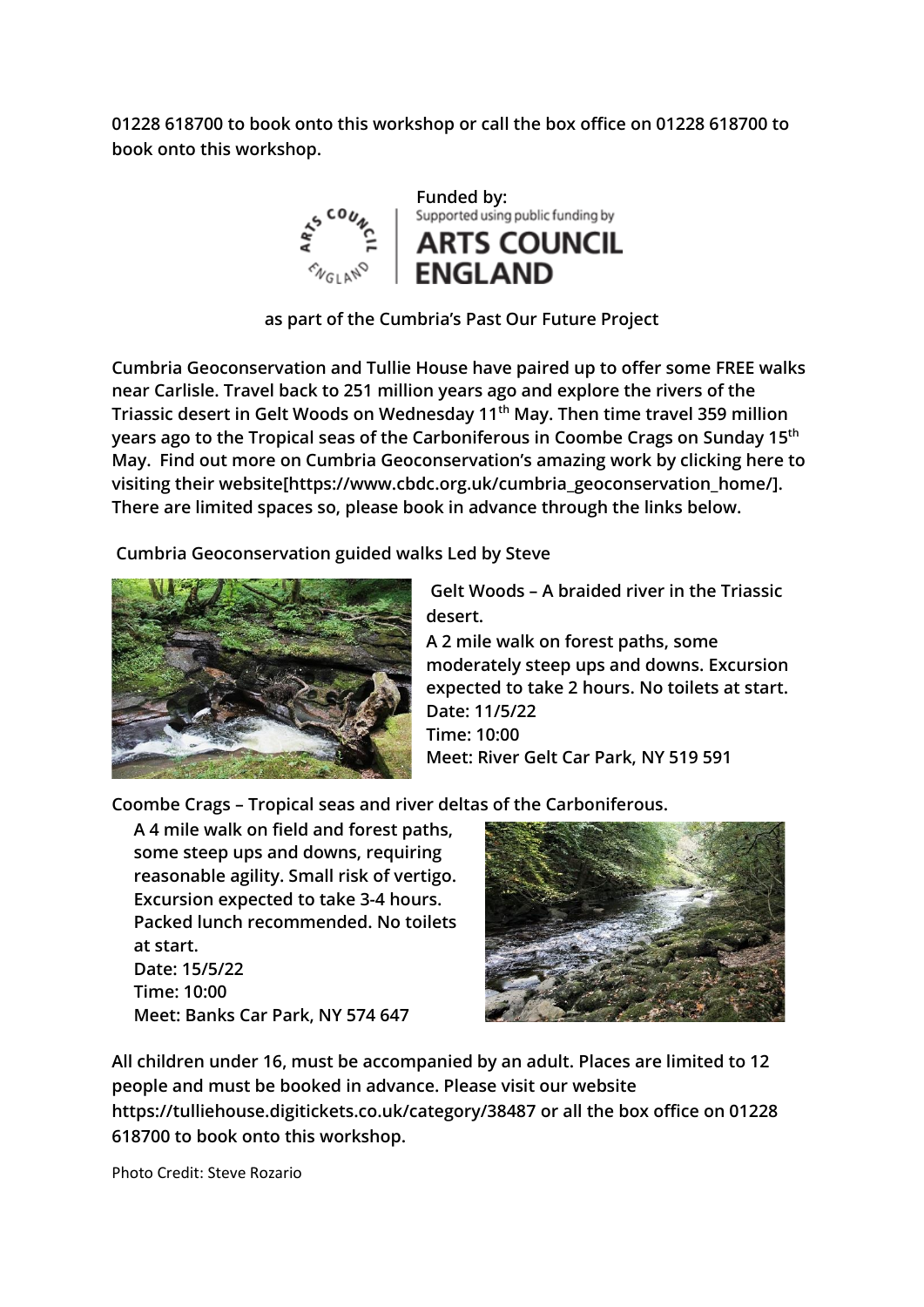**01228 618700 to book onto this workshop or call the box office on 01228 618700 to book onto this workshop.**

**Funded by:**

Supported using public funding by

**ARTS COUNCIL ENGLAND**

**as part of the Cumbria's Past Our Future Project**

**Cumbria Geoconservation and Tullie House have paired up to offer some FREE walks near Carlisle. Travel back to 251 million years ago and explore the rivers of the Triassic desert in Gelt Woods on Wednesday 11th May. Then time travel 359 million years ago to the Tropical seas of the Carboniferous in Coombe Crags on Sunday 15th May. Find out more on Cumbria Geoconservation's amazing work by clicking here to visiting their website[https://www.cbdc.org.uk/cumbria_geoconservation_home/]. There are limited spaces so, please book in advance through the links below.**

**Cumbria Geoconservation guided walks Led by Steve**

**Gelt Woods – A braided river in the Triassic desert.**

**A 2 mile walk on forest paths, some moderately steep ups and downs. Excursion expected to take 2 hours. No toilets at start.**
**Date: 11/5/22**
**Time: 10:00**
**Meet: River Gelt Car Park, NY 519 591**

**Coombe Crags – Tropical seas and river deltas of the Carboniferous.**

**A 4 mile walk on field and forest paths, some steep ups and downs, requiring reasonable agility. Small risk of vertigo. Excursion expected to take 3-4 hours. Packed lunch recommended. No toilets at start.**
**Date: 15/5/22**
**Time: 10:00**
**Meet: Banks Car Park, NY 574 647**

**All children under 16, must be accompanied by an adult. Places are limited to 12 people and must be booked in advance. Please visit our website https://tulliehouse.digitickets.co.uk/category/38487 or all the box office on 01228 618700 to book onto this workshop.**

Photo Credit: Steve Rozario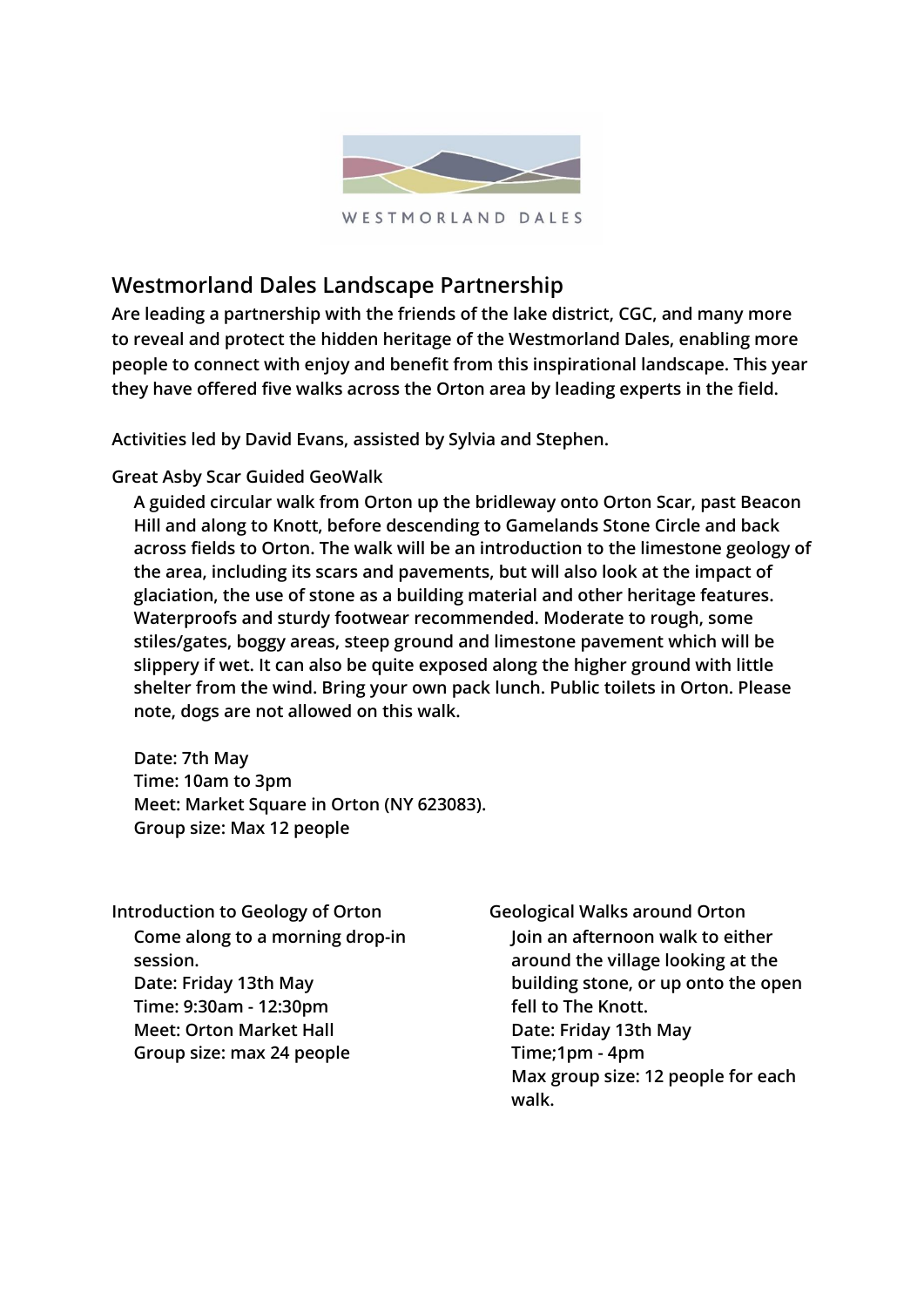WESTMORLAND DALES

## Westmorland Dales Landscape Partnership

**Are leading a partnership with the friends of the lake district, CGC, and many more to reveal and protect the hidden heritage of the Westmorland Dales, enabling more people to connect with enjoy and benefit from this inspirational landscape. This year they have offered five walks across the Orton area by leading experts in the field.**

**Activities led by David Evans, assisted by Sylvia and Stephen.**

### Great Asby Scar Guided GeoWalk

**A guided circular walk from Orton up the bridleway onto Orton Scar, past Beacon Hill and along to Knott, before descending to Gamelands Stone Circle and back across fields to Orton. The walk will be an introduction to the limestone geology of the area, including its scars and pavements, but will also look at the impact of glaciation, the use of stone as a building material and other heritage features. Waterproofs and sturdy footwear recommended. Moderate to rough, some stiles/gates, boggy areas, steep ground and limestone pavement which will be slippery if wet. It can also be quite exposed along the higher ground with little shelter from the wind. Bring your own pack lunch. Public toilets in Orton. Please note, dogs are not allowed on this walk.**

**Date: 7th May**
**Time: 10am to 3pm**
**Meet: Market Square in Orton (NY 623083).**
**Group size: Max 12 people**

### Introduction to Geology of Orton

**Come along to a morning drop-in session.**
**Date: Friday 13th May**
**Time: 9:30am - 12:30pm**
**Meet: Orton Market Hall**
**Group size: max 24 people**

### Geological Walks around Orton

**Join an afternoon walk to either around the village looking at the building stone, or up onto the open fell to The Knott.**
**Date: Friday 13th May**
**Time;1pm - 4pm**
**Max group size: 12 people for each walk.**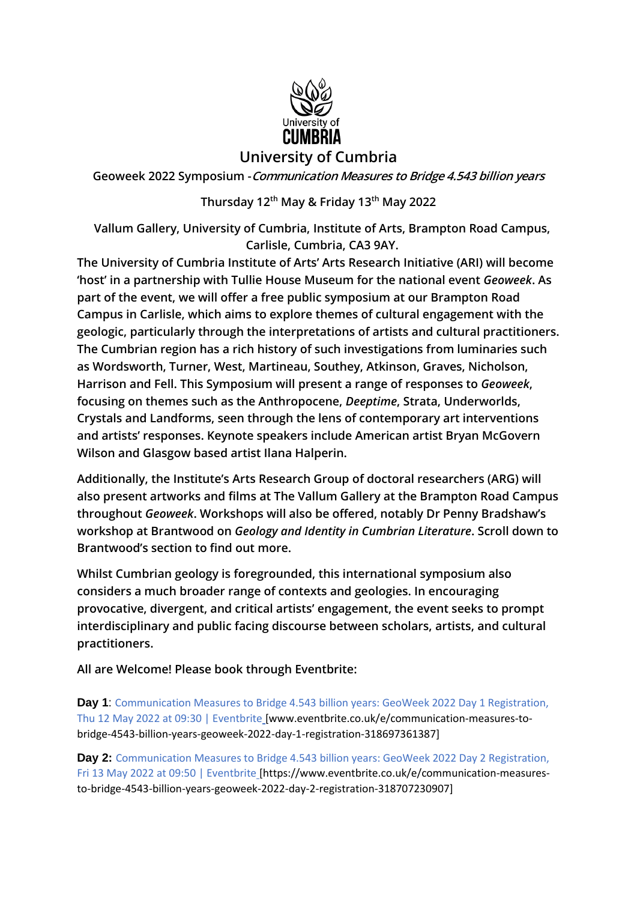University of Cumbria

# University of Cumbria

**Geoweek 2022 Symposium -*Communication Measures to Bridge 4.543 billion years***

**Thursday 12th May & Friday 13th May 2022**

**Vallum Gallery, University of Cumbria, Institute of Arts, Brampton Road Campus, Carlisle, Cumbria, CA3 9AY.**

**The University of Cumbria Institute of Arts' Arts Research Initiative (ARI) will become 'host' in a partnership with Tullie House Museum for the national event *Geoweek*. As part of the event, we will offer a free public symposium at our Brampton Road Campus in Carlisle, which aims to explore themes of cultural engagement with the geologic, particularly through the interpretations of artists and cultural practitioners. The Cumbrian region has a rich history of such investigations from luminaries such as Wordsworth, Turner, West, Martineau, Southey, Atkinson, Graves, Nicholson, Harrison and Fell. This Symposium will present a range of responses to *Geoweek*, focusing on themes such as the Anthropocene, *Deeptime*, Strata, Underworlds, Crystals and Landforms, seen through the lens of contemporary art interventions and artists' responses. Keynote speakers include American artist Bryan McGovern Wilson and Glasgow based artist Ilana Halperin.**

**Additionally, the Institute's Arts Research Group of doctoral researchers (ARG) will also present artworks and films at The Vallum Gallery at the Brampton Road Campus throughout *Geoweek*. Workshops will also be offered, notably Dr Penny Bradshaw's workshop at Brantwood on *Geology and Identity in Cumbrian Literature*. Scroll down to Brantwood's section to find out more.**

**Whilst Cumbrian geology is foregrounded, this international symposium also considers a much broader range of contexts and geologies. In encouraging provocative, divergent, and critical artists' engagement, the event seeks to prompt interdisciplinary and public facing discourse between scholars, artists, and cultural practitioners.**

**All are Welcome! Please book through Eventbrite:**

**Day 1**: Communication Measures to Bridge 4.543 billion years: GeoWeek 2022 Day 1 Registration, Thu 12 May 2022 at 09:30 | Eventbrite [www.eventbrite.co.uk/e/communication-measures-to-bridge-4543-billion-years-geoweek-2022-day-1-registration-318697361387]

**Day 2:** Communication Measures to Bridge 4.543 billion years: GeoWeek 2022 Day 2 Registration, Fri 13 May 2022 at 09:50 | Eventbrite [https://www.eventbrite.co.uk/e/communication-measures-to-bridge-4543-billion-years-geoweek-2022-day-2-registration-318707230907]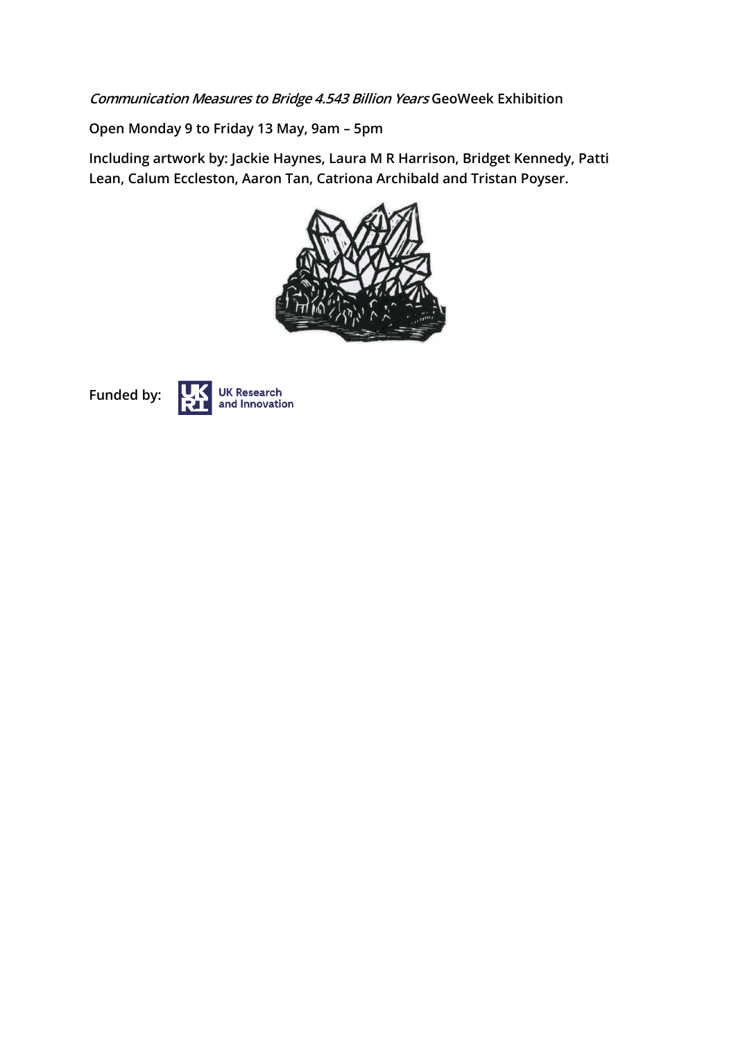*Communication Measures to Bridge 4.543 Billion Years* **GeoWeek Exhibition**

**Open Monday 9 to Friday 13 May, 9am – 5pm**

**Including artwork by: Jackie Haynes, Laura M R Harrison, Bridget Kennedy, Patti Lean, Calum Eccleston, Aaron Tan, Catriona Archibald and Tristan Poyser.**

**Funded by:** UK Research and Innovation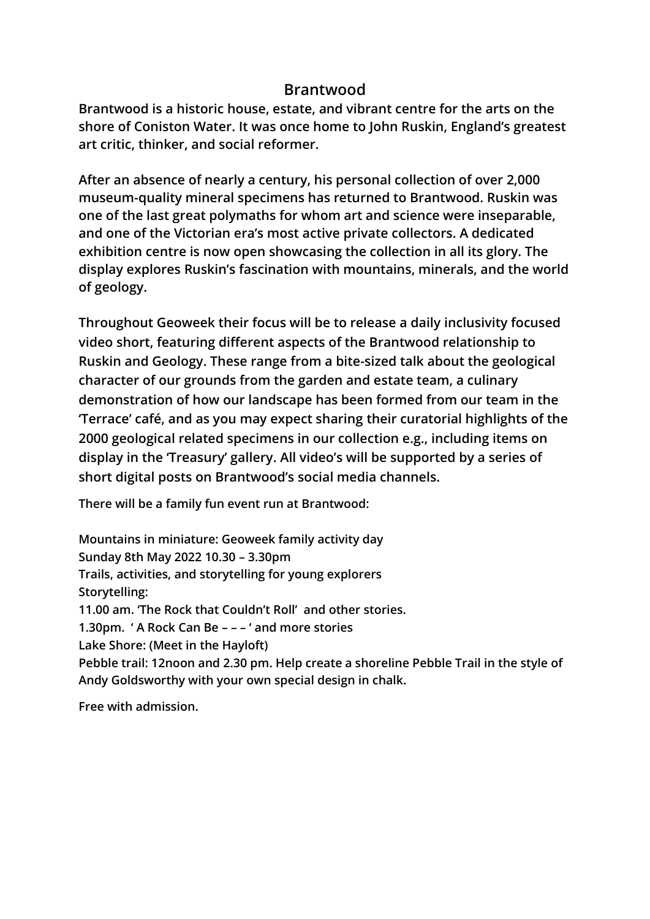# Brantwood

**Brantwood is a historic house, estate, and vibrant centre for the arts on the shore of Coniston Water. It was once home to John Ruskin, England's greatest art critic, thinker, and social reformer.**

**After an absence of nearly a century, his personal collection of over 2,000 museum-quality mineral specimens has returned to Brantwood. Ruskin was one of the last great polymaths for whom art and science were inseparable, and one of the Victorian era's most active private collectors. A dedicated exhibition centre is now open showcasing the collection in all its glory. The display explores Ruskin's fascination with mountains, minerals, and the world of geology.**

**Throughout Geoweek their focus will be to release a daily inclusivity focused video short, featuring different aspects of the Brantwood relationship to Ruskin and Geology. These range from a bite-sized talk about the geological character of our grounds from the garden and estate team, a culinary demonstration of how our landscape has been formed from our team in the 'Terrace' café, and as you may expect sharing their curatorial highlights of the 2000 geological related specimens in our collection e.g., including items on display in the 'Treasury' gallery. All video's will be supported by a series of short digital posts on Brantwood's social media channels.**

**There will be a family fun event run at Brantwood:**

**Mountains in miniature: Geoweek family activity day**
**Sunday 8th May 2022 10.30 – 3.30pm**
**Trails, activities, and storytelling for young explorers**
**Storytelling:**
**11.00 am. 'The Rock that Couldn't Roll' and other stories.**
**1.30pm. ' A Rock Can Be – – – ' and more stories**
**Lake Shore: (Meet in the Hayloft)**
**Pebble trail: 12noon and 2.30 pm. Help create a shoreline Pebble Trail in the style of Andy Goldsworthy with your own special design in chalk.**

**Free with admission.**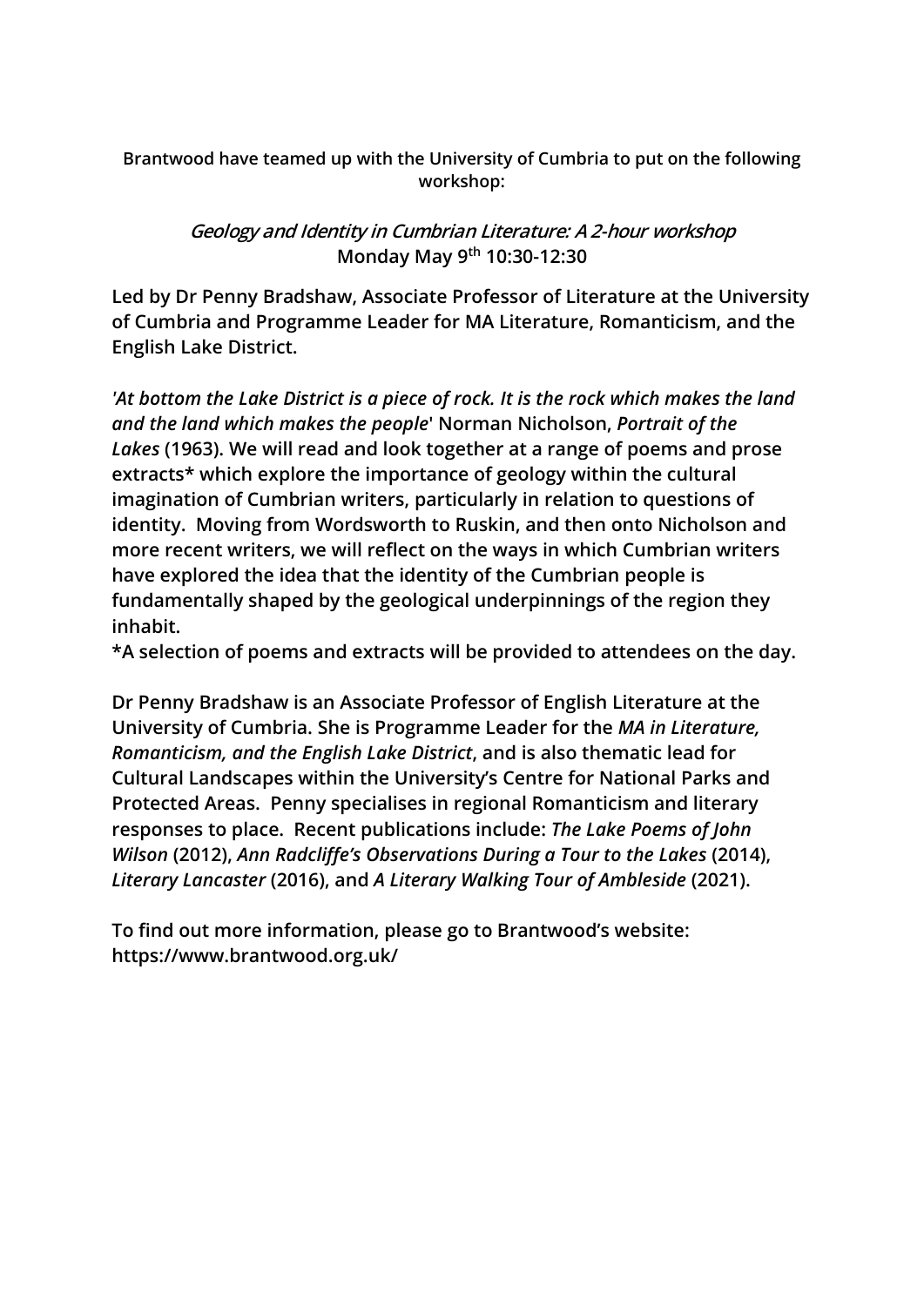**Brantwood have teamed up with the University of Cumbria to put on the following workshop:**

## *Geology and Identity in Cumbrian Literature: A 2-hour workshop*

**Monday May 9th 10:30-12:30**

**Led by Dr Penny Bradshaw, Associate Professor of Literature at the University of Cumbria and Programme Leader for MA Literature, Romanticism, and the English Lake District.**

**'*At bottom the Lake District is a piece of rock. It is the rock which makes the land and the land which makes the people*' Norman Nicholson, *Portrait of the Lakes* (1963). We will read and look together at a range of poems and prose extracts* which explore the importance of geology within the cultural imagination of Cumbrian writers, particularly in relation to questions of identity. Moving from Wordsworth to Ruskin, and then onto Nicholson and more recent writers, we will reflect on the ways in which Cumbrian writers have explored the idea that the identity of the Cumbrian people is fundamentally shaped by the geological underpinnings of the region they inhabit.**

***A selection of poems and extracts will be provided to attendees on the day.**

**Dr Penny Bradshaw is an Associate Professor of English Literature at the University of Cumbria. She is Programme Leader for the *MA in Literature, Romanticism, and the English Lake District*, and is also thematic lead for Cultural Landscapes within the University's Centre for National Parks and Protected Areas. Penny specialises in regional Romanticism and literary responses to place. Recent publications include: *The Lake Poems of John Wilson* (2012), *Ann Radcliffe's Observations During a Tour to the Lakes* (2014), *Literary Lancaster* (2016), and *A Literary Walking Tour of Ambleside* (2021).**

**To find out more information, please go to Brantwood's website: https://www.brantwood.org.uk/**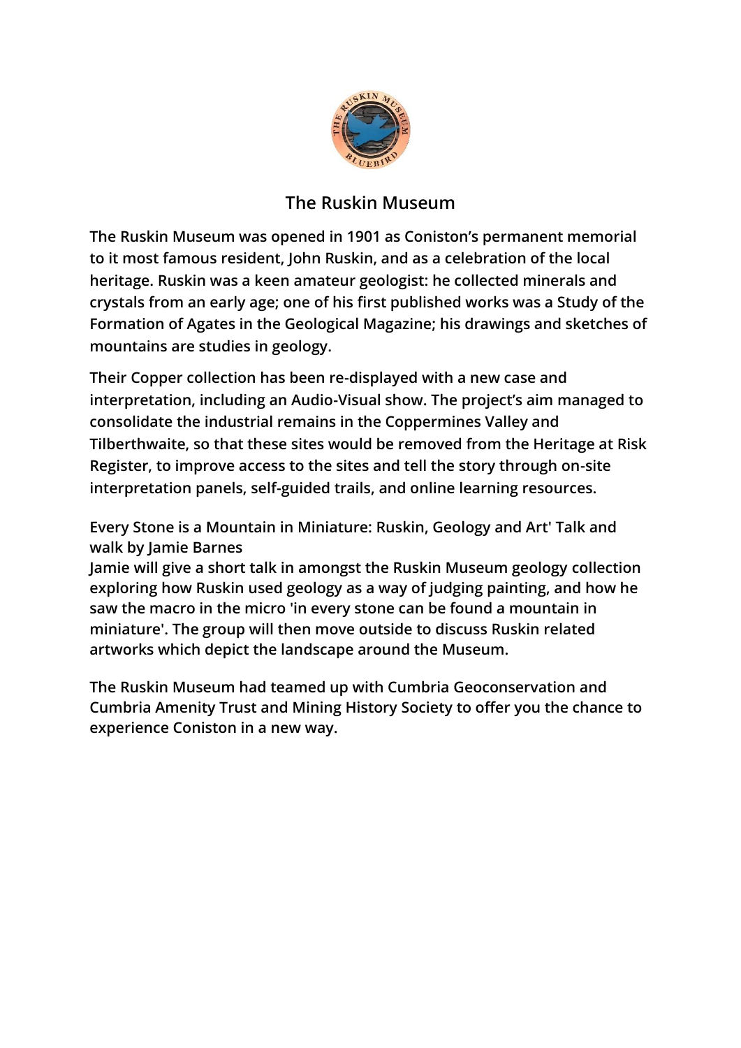## The Ruskin Museum

**The Ruskin Museum was opened in 1901 as Coniston's permanent memorial to it most famous resident, John Ruskin, and as a celebration of the local heritage. Ruskin was a keen amateur geologist: he collected minerals and crystals from an early age; one of his first published works was a Study of the Formation of Agates in the Geological Magazine; his drawings and sketches of mountains are studies in geology.**

**Their Copper collection has been re-displayed with a new case and interpretation, including an Audio-Visual show. The project's aim managed to consolidate the industrial remains in the Coppermines Valley and Tilberthwaite, so that these sites would be removed from the Heritage at Risk Register, to improve access to the sites and tell the story through on-site interpretation panels, self-guided trails, and online learning resources.**

Every Stone is a Mountain in Miniature: Ruskin, Geology and Art' Talk and walk by Jamie Barnes

**Jamie will give a short talk in amongst the Ruskin Museum geology collection exploring how Ruskin used geology as a way of judging painting, and how he saw the macro in the micro 'in every stone can be found a mountain in miniature'. The group will then move outside to discuss Ruskin related artworks which depict the landscape around the Museum.**

**The Ruskin Museum had teamed up with Cumbria Geoconservation and Cumbria Amenity Trust and Mining History Society to offer you the chance to experience Coniston in a new way.**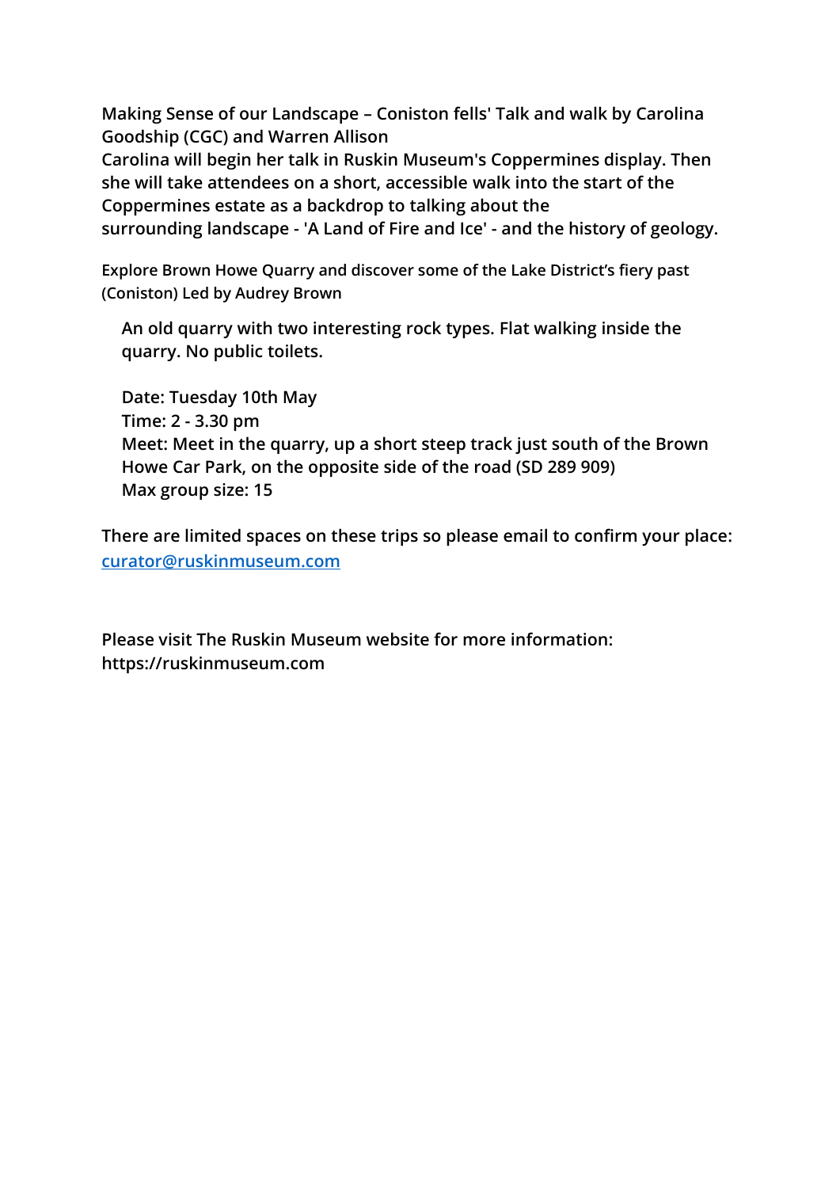**Making Sense of our Landscape – Coniston fells' Talk and walk by Carolina Goodship (CGC) and Warren Allison**

**Carolina will begin her talk in Ruskin Museum's Coppermines display. Then she will take attendees on a short, accessible walk into the start of the Coppermines estate as a backdrop to talking about the surrounding landscape - 'A Land of Fire and Ice' - and the history of geology.**

Explore Brown Howe Quarry and discover some of the Lake District's fiery past (Coniston) Led by Audrey Brown

An old quarry with two interesting rock types. Flat walking inside the quarry. No public toilets.

Date: Tuesday 10th May
Time: 2 - 3.30 pm
Meet: Meet in the quarry, up a short steep track just south of the Brown Howe Car Park, on the opposite side of the road (SD 289 909)
Max group size: 15

There are limited spaces on these trips so please email to confirm your place: [curator@ruskinmuseum.com](mailto:curator@ruskinmuseum.com)

Please visit The Ruskin Museum website for more information: https://ruskinmuseum.com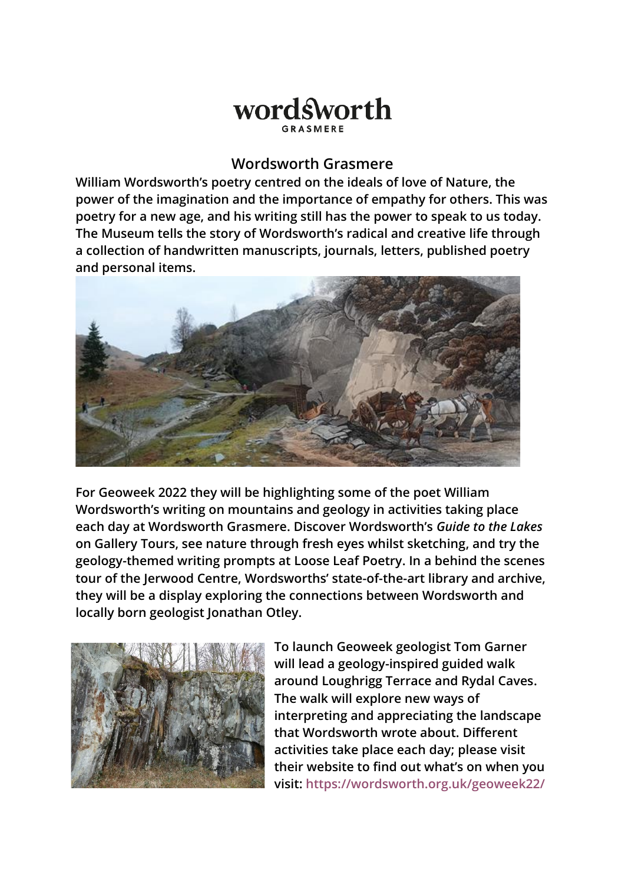wordsworth

GRASMERE

## Wordsworth Grasmere

**William Wordsworth's poetry centred on the ideals of love of Nature, the power of the imagination and the importance of empathy for others. This was poetry for a new age, and his writing still has the power to speak to us today. The Museum tells the story of Wordsworth's radical and creative life through a collection of handwritten manuscripts, journals, letters, published poetry and personal items.**

**For Geoweek 2022 they will be highlighting some of the poet William Wordsworth's writing on mountains and geology in activities taking place each day at Wordsworth Grasmere. Discover Wordsworth's *Guide to the Lakes* on Gallery Tours, see nature through fresh eyes whilst sketching, and try the geology-themed writing prompts at Loose Leaf Poetry. In a behind the scenes tour of the Jerwood Centre, Wordsworths' state-of-the-art library and archive, they will be a display exploring the connections between Wordsworth and locally born geologist Jonathan Otley.**

**To launch Geoweek geologist Tom Garner will lead a geology-inspired guided walk around Loughrigg Terrace and Rydal Caves. The walk will explore new ways of interpreting and appreciating the landscape that Wordsworth wrote about. Different activities take place each day; please visit their website to find out what's on when you visit: https://wordsworth.org.uk/geoweek22/**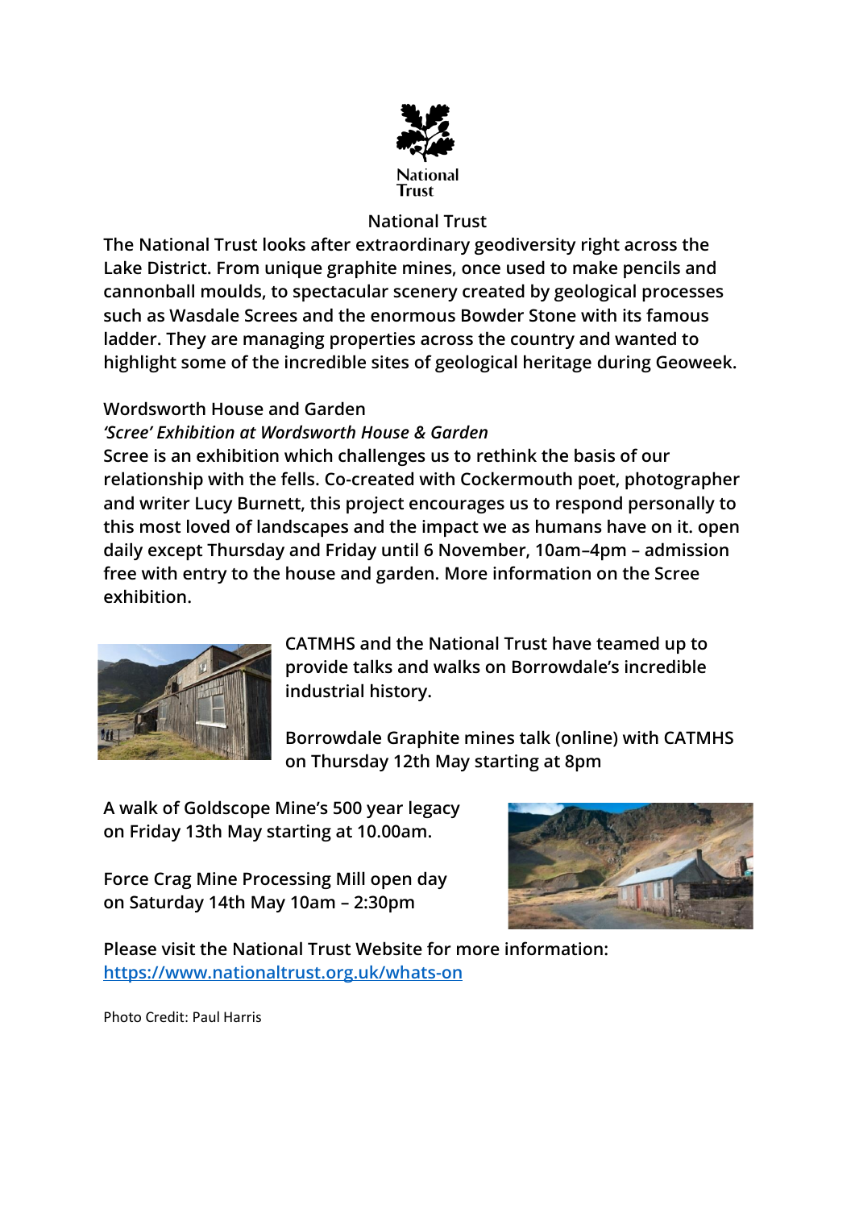National Trust

**National Trust**

**The National Trust looks after extraordinary geodiversity right across the Lake District. From unique graphite mines, once used to make pencils and cannonball moulds, to spectacular scenery created by geological processes such as Wasdale Screes and the enormous Bowder Stone with its famous ladder. They are managing properties across the country and wanted to highlight some of the incredible sites of geological heritage during Geoweek.**

**Wordsworth House and Garden**

***'Scree' Exhibition at Wordsworth House & Garden***

**Scree is an exhibition which challenges us to rethink the basis of our relationship with the fells. Co-created with Cockermouth poet, photographer and writer Lucy Burnett, this project encourages us to respond personally to this most loved of landscapes and the impact we as humans have on it. open daily except Thursday and Friday until 6 November, 10am–4pm – admission free with entry to the house and garden. More information on the Scree exhibition.**

**CATMHS and the National Trust have teamed up to provide talks and walks on Borrowdale's incredible industrial history.**

**Borrowdale Graphite mines talk (online) with CATMHS on Thursday 12th May starting at 8pm**

**A walk of Goldscope Mine's 500 year legacy on Friday 13th May starting at 10.00am.**

**Force Crag Mine Processing Mill open day on Saturday 14th May 10am – 2:30pm**

**Please visit the National Trust Website for more information:** [https://www.nationaltrust.org.uk/whats-on](https://www.nationaltrust.org.uk/whats-on)

Photo Credit: Paul Harris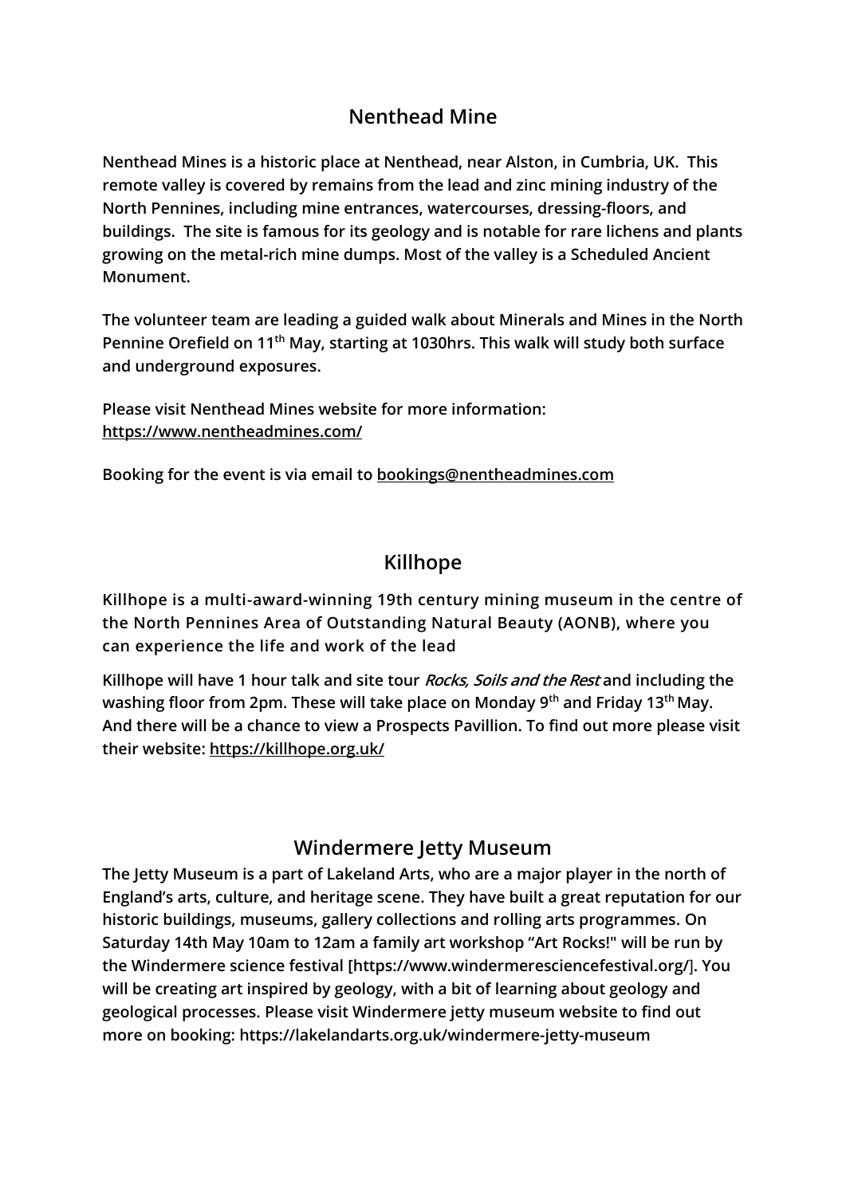## Nenthead Mine

**Nenthead Mines is a historic place at Nenthead, near Alston, in Cumbria, UK. This remote valley is covered by remains from the lead and zinc mining industry of the North Pennines, including mine entrances, watercourses, dressing-floors, and buildings. The site is famous for its geology and is notable for rare lichens and plants growing on the metal-rich mine dumps. Most of the valley is a Scheduled Ancient Monument.**

**The volunteer team are leading a guided walk about Minerals and Mines in the North Pennine Orefield on 11th May, starting at 1030hrs. This walk will study both surface and underground exposures.**

**Please visit Nenthead Mines website for more information: https://www.ntheadmines.com/**

**Booking for the event is via email to bookings@nentheadmines.com**

## Killhope

**Killhope is a multi-award-winning 19th century mining museum in the centre of the North Pennines Area of Outstanding Natural Beauty (AONB), where you can experience the life and work of the lead**

**Killhope will have 1 hour talk and site tour *Rocks, Soils and the Rest* and including the washing floor from 2pm. These will take place on Monday 9th and Friday 13th May. And there will be a chance to view a Prospects Pavillion. To find out more please visit their website: https://killhope.org.uk/**

## Windermere Jetty Museum

**The Jetty Museum is a part of Lakeland Arts, who are a major player in the north of England's arts, culture, and heritage scene. They have built a great reputation for our historic buildings, museums, gallery collections and rolling arts programmes. On Saturday 14th May 10am to 12am a family art workshop "Art Rocks!" will be run by the Windermere science festival [https://www.windermeresciencefestival.org/]. You will be creating art inspired by geology, with a bit of learning about geology and geological processes. Please visit Windermere jetty museum website to find out more on booking: https://lakelandarts.org.uk/windermere-jetty-museum**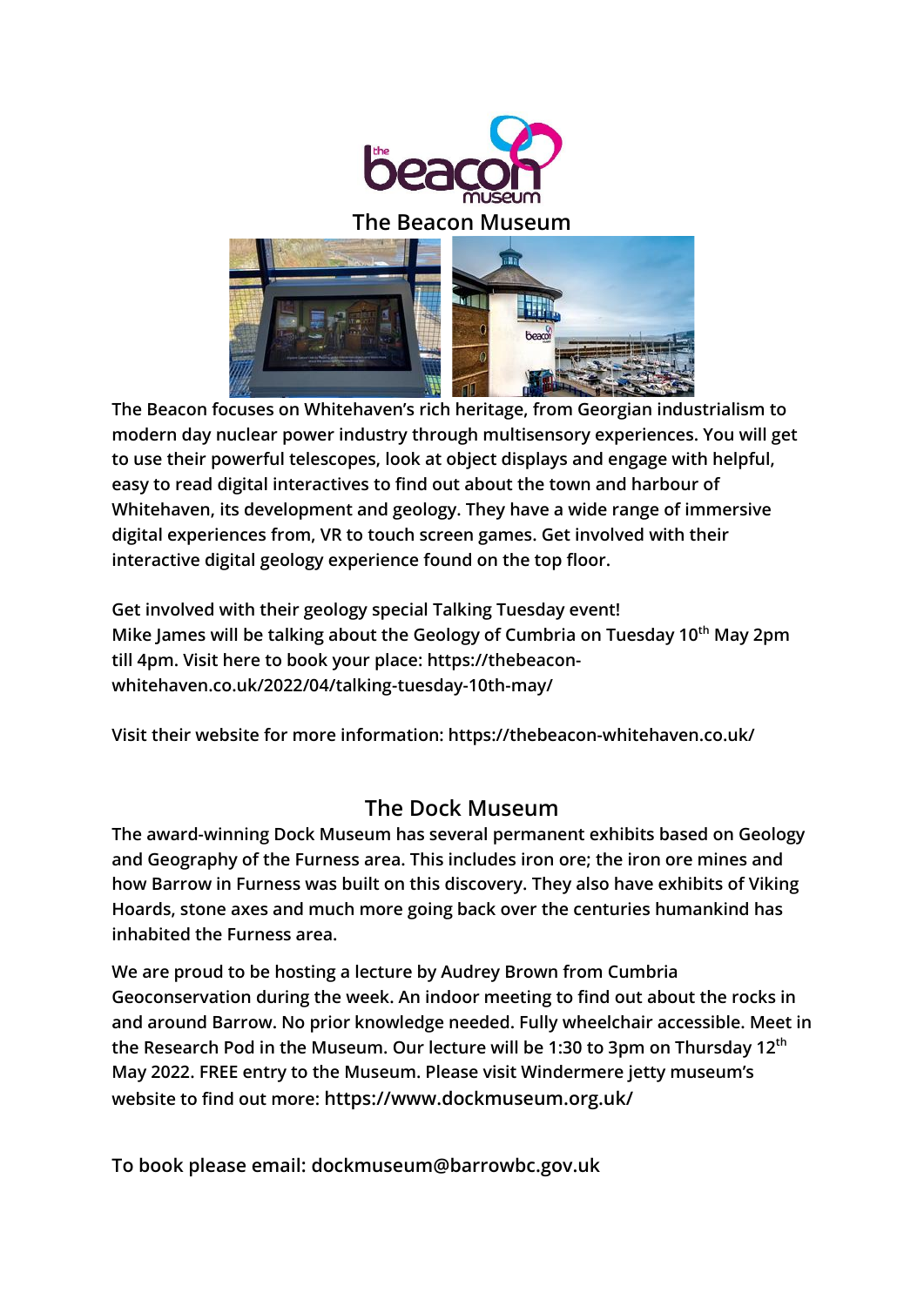## The Beacon Museum

**The Beacon focuses on Whitehaven's rich heritage, from Georgian industrialism to modern day nuclear power industry through multisensory experiences. You will get to use their powerful telescopes, look at object displays and engage with helpful, easy to read digital interactives to find out about the town and harbour of Whitehaven, its development and geology. They have a wide range of immersive digital experiences from, VR to touch screen games. Get involved with their interactive digital geology experience found on the top floor.**

**Get involved with their geology special Talking Tuesday event!**
**Mike James will be talking about the Geology of Cumbria on Tuesday 10th May 2pm till 4pm. Visit here to book your place: https://thebeacon-whitehaven.co.uk/2022/04/talking-tuesday-10th-may/**

**Visit their website for more information: https://thebeacon-whitehaven.co.uk/**

## The Dock Museum

**The award-winning Dock Museum has several permanent exhibits based on Geology and Geography of the Furness area. This includes iron ore; the iron ore mines and how Barrow in Furness was built on this discovery. They also have exhibits of Viking Hoards, stone axes and much more going back over the centuries humankind has inhabited the Furness area.**

**We are proud to be hosting a lecture by Audrey Brown from Cumbria Geoconservation during the week. An indoor meeting to find out about the rocks in and around Barrow. No prior knowledge needed. Fully wheelchair accessible. Meet in the Research Pod in the Museum. Our lecture will be 1:30 to 3pm on Thursday 12th May 2022. FREE entry to the Museum. Please visit Windermere jetty museum's website to find out more: https://www.dockmuseum.org.uk/**

**To book please email: dockmuseum@barrowbc.gov.uk**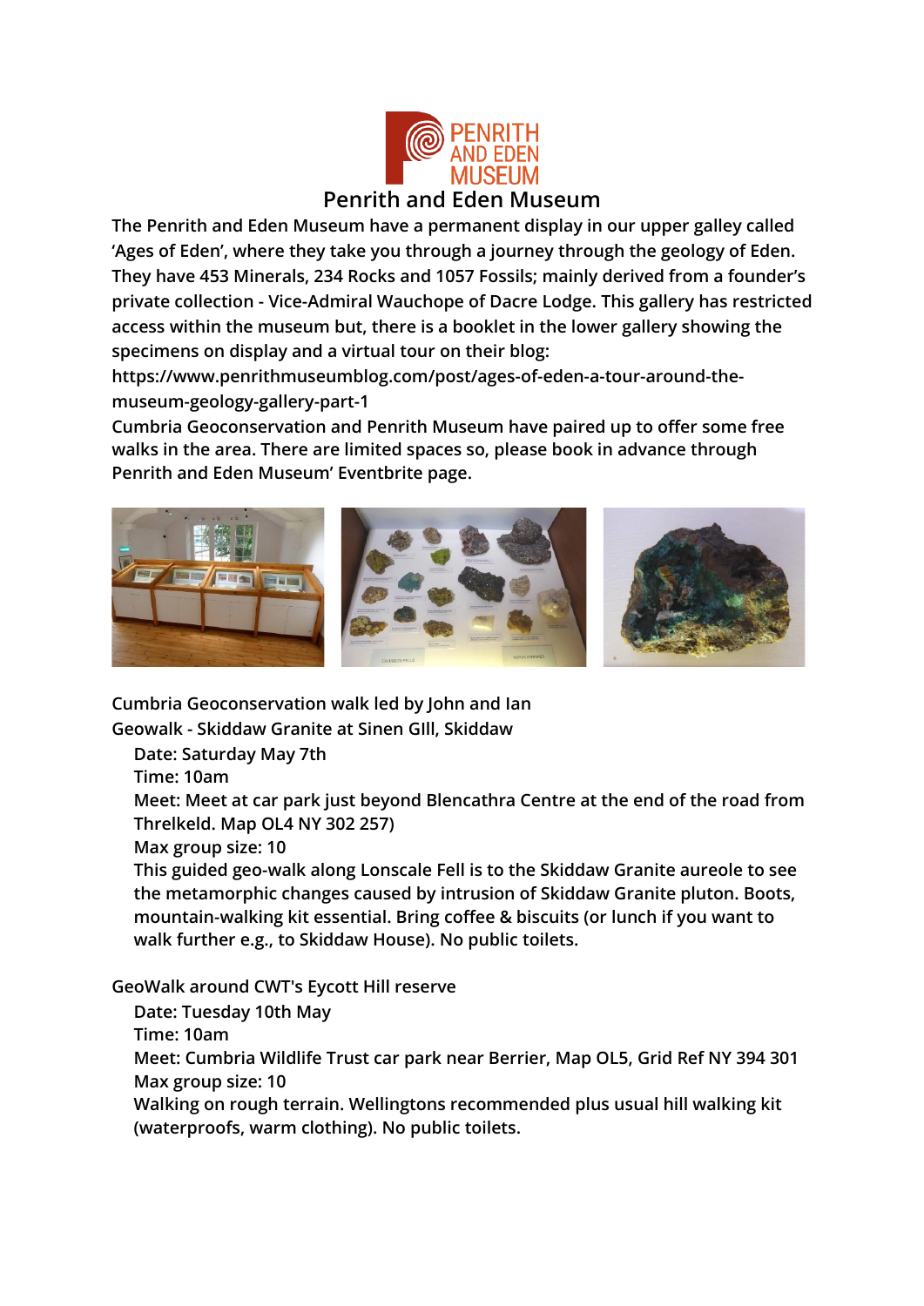# Penrith and Eden Museum

The Penrith and Eden Museum have a permanent display in our upper galley called 'Ages of Eden', where they take you through a journey through the geology of Eden. They have 453 Minerals, 234 Rocks and 1057 Fossils; mainly derived from a founder's private collection - Vice-Admiral Wauchope of Dacre Lodge. This gallery has restricted access within the museum but, there is a booklet in the lower gallery showing the specimens on display and a virtual tour on their blog: https://www.penrithmuseumblog.com/post/ages-of-eden-a-tour-around-the-museum-geology-gallery-part-1

Cumbria Geoconservation and Penrith Museum have paired up to offer some free walks in the area. There are limited spaces so, please book in advance through Penrith and Eden Museum' Eventbrite page.

Cumbria Geoconservation walk led by John and Ian

Geowalk - Skiddaw Granite at Sinen GIll, Skiddaw

Date: Saturday May 7th

Time: 10am

Meet: Meet at car park just beyond Blencathra Centre at the end of the road from Threlkeld. Map OL4 NY 302 257)

Max group size: 10

This guided geo-walk along Lonscale Fell is to the Skiddaw Granite aureole to see the metamorphic changes caused by intrusion of Skiddaw Granite pluton. Boots, mountain-walking kit essential. Bring coffee & biscuits (or lunch if you want to walk further e.g., to Skiddaw House). No public toilets.

GeoWalk around CWT's Eycott Hill reserve

Date: Tuesday 10th May

Time: 10am

Meet: Cumbria Wildlife Trust car park near Berrier, Map OL5, Grid Ref NY 394 301

Max group size: 10

Walking on rough terrain. Wellingtons recommended plus usual hill walking kit (waterproofs, warm clothing). No public toilets.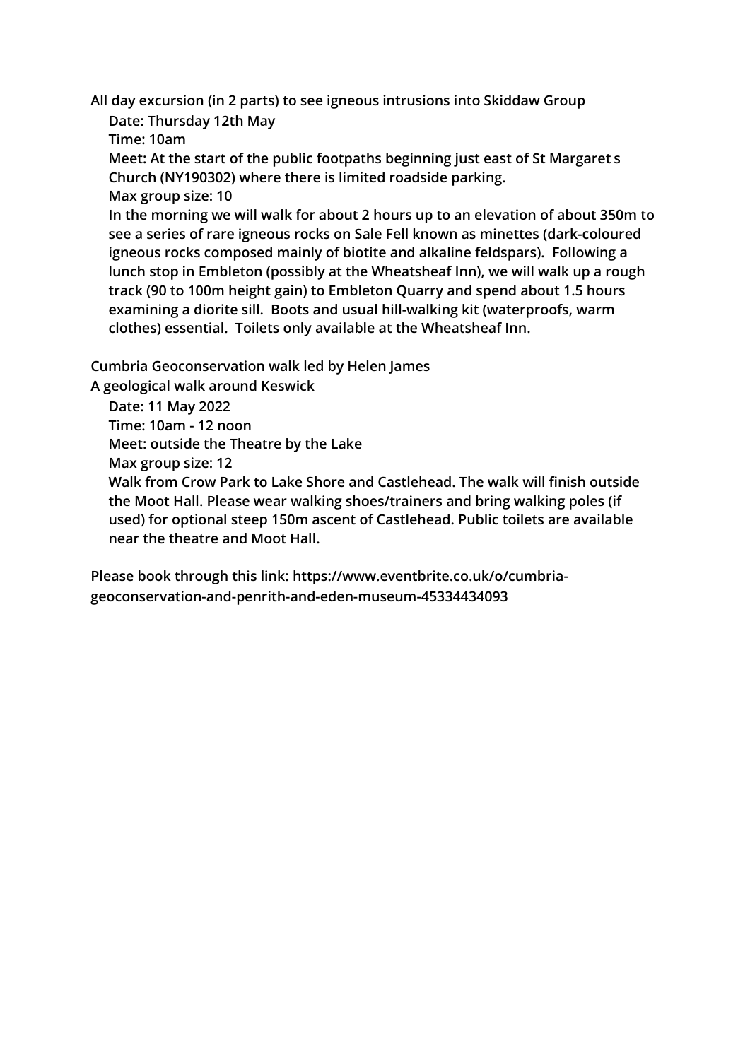**All day excursion (in 2 parts) to see igneous intrusions into Skiddaw Group**

**Date: Thursday 12th May**

**Time: 10am**

**Meet: At the start of the public footpaths beginning just east of St Margaret s Church (NY190302) where there is limited roadside parking.**

**Max group size: 10**

**In the morning we will walk for about 2 hours up to an elevation of about 350m to see a series of rare igneous rocks on Sale Fell known as minettes (dark-coloured igneous rocks composed mainly of biotite and alkaline feldspars). Following a lunch stop in Embleton (possibly at the Wheatsheaf Inn), we will walk up a rough track (90 to 100m height gain) to Embleton Quarry and spend about 1.5 hours examining a diorite sill. Boots and usual hill-walking kit (waterproofs, warm clothes) essential. Toilets only available at the Wheatsheaf Inn.**

**Cumbria Geoconservation walk led by Helen James**

**A geological walk around Keswick**

**Date: 11 May 2022**

**Time: 10am - 12 noon**

**Meet: outside the Theatre by the Lake**

**Max group size: 12**

**Walk from Crow Park to Lake Shore and Castlehead. The walk will finish outside the Moot Hall. Please wear walking shoes/trainers and bring walking poles (if used) for optional steep 150m ascent of Castlehead. Public toilets are available near the theatre and Moot Hall.**

**Please book through this link: https://www.eventbrite.co.uk/o/cumbria-geoconservation-and-penrith-and-eden-museum-45334434093**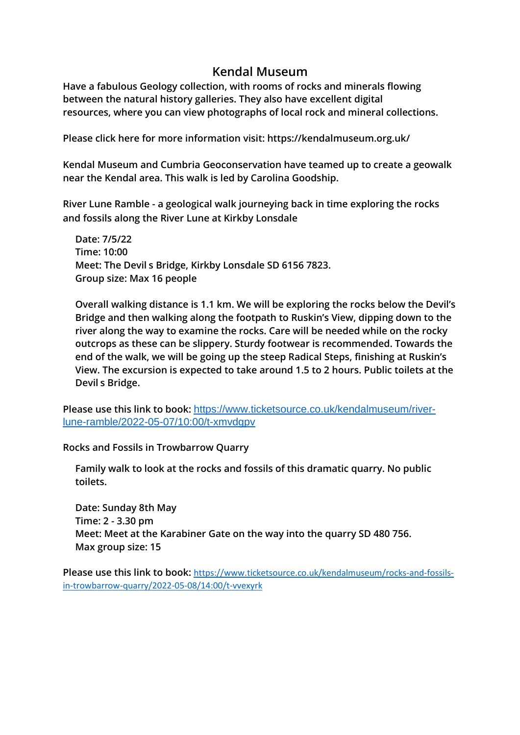# Kendal Museum

Have a fabulous Geology collection, with rooms of rocks and minerals flowing between the natural history galleries. They also have excellent digital resources, where you can view photographs of local rock and mineral collections.

Please click here for more information visit: https://kendalmuseum.org.uk/

Kendal Museum and Cumbria Geoconservation have teamed up to create a geowalk near the Kendal area. This walk is led by Carolina Goodship.

River Lune Ramble - a geological walk journeying back in time exploring the rocks and fossils along the River Lune at Kirkby Lonsdale

Date: 7/5/22
Time: 10:00
Meet: The Devil s Bridge, Kirkby Lonsdale SD 6156 7823.
Group size: Max 16 people

Overall walking distance is 1.1 km. We will be exploring the rocks below the Devil's Bridge and then walking along the footpath to Ruskin's View, dipping down to the river along the way to examine the rocks. Care will be needed while on the rocky outcrops as these can be slippery. Sturdy footwear is recommended. Towards the end of the walk, we will be going up the steep Radical Steps, finishing at Ruskin's View. The excursion is expected to take around 1.5 to 2 hours. Public toilets at the Devil s Bridge.

Please use this link to book: https://www.ticketsource.co.uk/kendalmuseum/river-lune-ramble/2022-05-07/10:00/t-xmvdgpv

Rocks and Fossils in Trowbarrow Quarry

Family walk to look at the rocks and fossils of this dramatic quarry. No public toilets.

Date: Sunday 8th May
Time: 2 - 3.30 pm
Meet: Meet at the Karabiner Gate on the way into the quarry SD 480 756.
Max group size: 15

Please use this link to book: https://www.ticketsource.co.uk/kendalmuseum/rocks-and-fossils-in-trowbarrow-quarry/2022-05-08/14:00/t-vvexyrk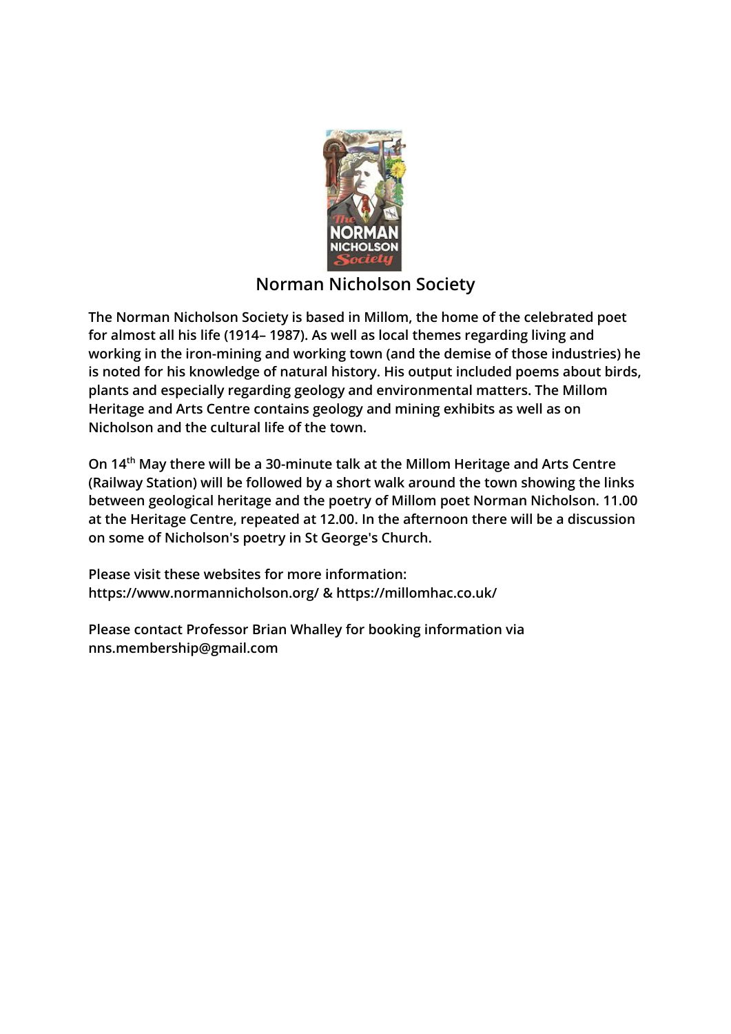## Norman Nicholson Society

**The Norman Nicholson Society is based in Millom, the home of the celebrated poet for almost all his life (1914– 1987). As well as local themes regarding living and working in the iron-mining and working town (and the demise of those industries) he is noted for his knowledge of natural history. His output included poems about birds, plants and especially regarding geology and environmental matters. The Millom Heritage and Arts Centre contains geology and mining exhibits as well as on Nicholson and the cultural life of the town.**

**On 14th May there will be a 30-minute talk at the Millom Heritage and Arts Centre (Railway Station) will be followed by a short walk around the town showing the links between geological heritage and the poetry of Millom poet Norman Nicholson. 11.00 at the Heritage Centre, repeated at 12.00. In the afternoon there will be a discussion on some of Nicholson's poetry in St George's Church.**

**Please visit these websites for more information: https://www.normannicholson.org/ & https://millomhac.co.uk/**

**Please contact Professor Brian Whalley for booking information via nns.membership@gmail.com**